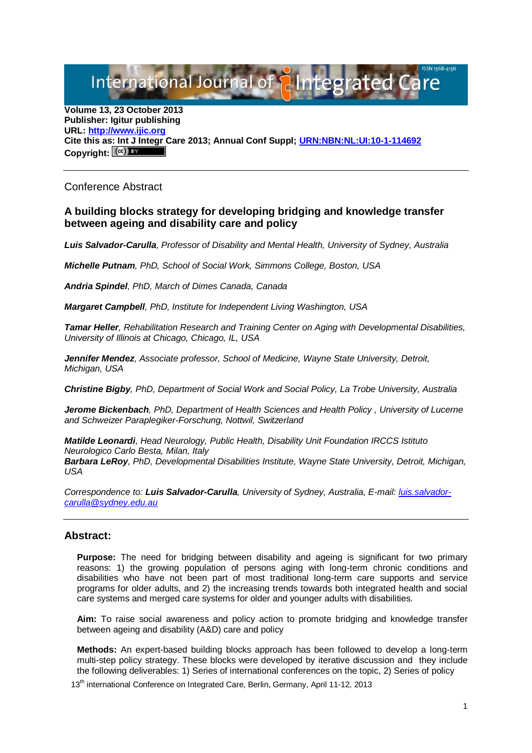Volume 13, 23 October 2013
**Publisher: Igitur publishing**
**URL: http://www.ijic.org**
**Cite this as: Int J Integr Care 2013; Annual Conf Suppl; URN:NBN:NL:UI:10-1-114692**
**Copyright:**

Conference Abstract

## A building blocks strategy for developing bridging and knowledge transfer between ageing and disability care and policy

***Luis Salvador-Carulla****, Professor of Disability and Mental Health, University of Sydney, Australia*

***Michelle Putnam****, PhD, School of Social Work, Simmons College, Boston, USA*

***Andria Spindel****, PhD, March of Dimes Canada, Canada*

***Margaret Campbell****, PhD, Institute for Independent Living Washington, USA*

***Tamar Heller****, Rehabilitation Research and Training Center on Aging with Developmental Disabilities, University of Illinois at Chicago, Chicago, IL, USA*

***Jennifer Mendez****, Associate professor, School of Medicine, Wayne State University, Detroit, Michigan, USA*

***Christine Bigby****, PhD, Department of Social Work and Social Policy, La Trobe University, Australia*

***Jerome Bickenbach****, PhD, Department of Health Sciences and Health Policy , University of Lucerne and Schweizer Paraplegiker-Forschung, Nottwil, Switzerland*

***Matilde Leonardi****, Head Neurology, Public Health, Disability Unit Foundation IRCCS Istituto Neurologico Carlo Besta, Milan, Italy*

***Barbara LeRoy****, PhD, Developmental Disabilities Institute, Wayne State University, Detroit, Michigan, USA*

*Correspondence to:* ***Luis Salvador-Carulla****, University of Sydney, Australia, E-mail: luis.salvador-carulla@sydney.edu.au*

## Abstract:

**Purpose:** The need for bridging between disability and ageing is significant for two primary reasons: 1) the growing population of persons aging with long-term chronic conditions and disabilities who have not been part of most traditional long-term care supports and service programs for older adults, and 2) the increasing trends towards both integrated health and social care systems and merged care systems for older and younger adults with disabilities.

**Aim:** To raise social awareness and policy action to promote bridging and knowledge transfer between ageing and disability (A&D) care and policy

**Methods:** An expert-based building blocks approach has been followed to develop a long-term multi-step policy strategy. These blocks were developed by iterative discussion and they include the following deliverables: 1) Series of international conferences on the topic, 2) Series of policy

13th international Conference on Integrated Care, Berlin, Germany, April 11-12, 2013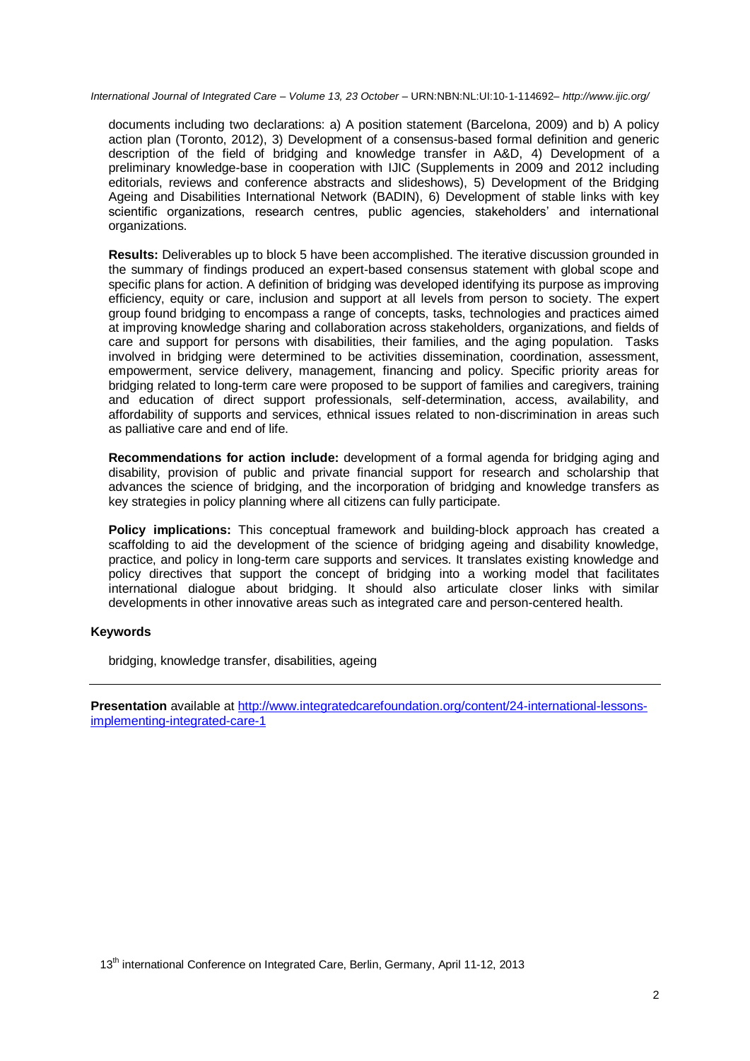documents including two declarations: a) A position statement (Barcelona, 2009) and b) A policy action plan (Toronto, 2012), 3) Development of a consensus-based formal definition and generic description of the field of bridging and knowledge transfer in A&D, 4) Development of a preliminary knowledge-base in cooperation with IJIC (Supplements in 2009 and 2012 including editorials, reviews and conference abstracts and slideshows), 5) Development of the Bridging Ageing and Disabilities International Network (BADIN), 6) Development of stable links with key scientific organizations, research centres, public agencies, stakeholders' and international organizations.

**Results:** Deliverables up to block 5 have been accomplished. The iterative discussion grounded in the summary of findings produced an expert-based consensus statement with global scope and specific plans for action. A definition of bridging was developed identifying its purpose as improving efficiency, equity or care, inclusion and support at all levels from person to society. The expert group found bridging to encompass a range of concepts, tasks, technologies and practices aimed at improving knowledge sharing and collaboration across stakeholders, organizations, and fields of care and support for persons with disabilities, their families, and the aging population. Tasks involved in bridging were determined to be activities dissemination, coordination, assessment, empowerment, service delivery, management, financing and policy. Specific priority areas for bridging related to long-term care were proposed to be support of families and caregivers, training and education of direct support professionals, self-determination, access, availability, and affordability of supports and services, ethnical issues related to non-discrimination in areas such as palliative care and end of life.

**Recommendations for action include:** development of a formal agenda for bridging aging and disability, provision of public and private financial support for research and scholarship that advances the science of bridging, and the incorporation of bridging and knowledge transfers as key strategies in policy planning where all citizens can fully participate.

**Policy implications:** This conceptual framework and building-block approach has created a scaffolding to aid the development of the science of bridging ageing and disability knowledge, practice, and policy in long-term care supports and services. It translates existing knowledge and policy directives that support the concept of bridging into a working model that facilitates international dialogue about bridging. It should also articulate closer links with similar developments in other innovative areas such as integrated care and person-centered health.

### Keywords

bridging, knowledge transfer, disabilities, ageing

---

**Presentation** available at http://www.integratedcarefoundation.org/content/24-international-lessons-implementing-integrated-care-1

13th international Conference on Integrated Care, Berlin, Germany, April 11-12, 2013